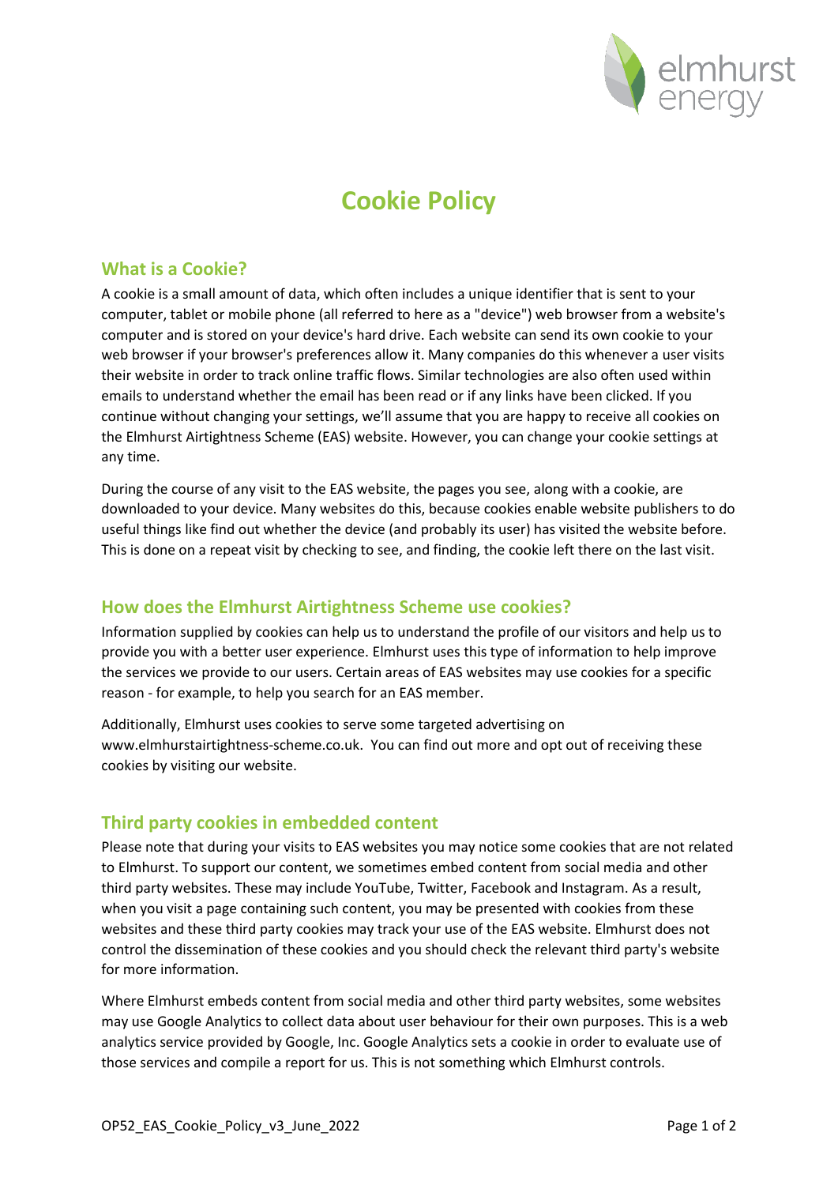# Cookie Policy

## What is a Cookie?

A cookie is a small amount of data, which often includes a unique identifier that is sent to your computer, tablet or mobile phone (all referred to here as a "device") web browser from a website's computer and is stored on your device's hard drive. Each website can send its own cookie to your web browser if your browser's preferences allow it. Many companies do this whenever a user visits their website in order to track online traffic flows. Similar technologies are also often used within emails to understand whether the email has been read or if any links have been clicked. If you continue without changing your settings, we'll assume that you are happy to receive all cookies on the Elmhurst Airtightness Scheme (EAS) website. However, you can change your cookie settings at any time.

During the course of any visit to the EAS website, the pages you see, along with a cookie, are downloaded to your device. Many websites do this, because cookies enable website publishers to do useful things like find out whether the device (and probably its user) has visited the website before. This is done on a repeat visit by checking to see, and finding, the cookie left there on the last visit.

## How does the Elmhurst Airtightness Scheme use cookies?

Information supplied by cookies can help us to understand the profile of our visitors and help us to provide you with a better user experience. Elmhurst uses this type of information to help improve the services we provide to our users. Certain areas of EAS websites may use cookies for a specific reason - for example, to help you search for an EAS member.

Additionally, Elmhurst uses cookies to serve some targeted advertising on www.elmhurstairtightness-scheme.co.uk. You can find out more and opt out of receiving these cookies by visiting our website.

## Third party cookies in embedded content

Please note that during your visits to EAS websites you may notice some cookies that are not related to Elmhurst. To support our content, we sometimes embed content from social media and other third party websites. These may include YouTube, Twitter, Facebook and Instagram. As a result, when you visit a page containing such content, you may be presented with cookies from these websites and these third party cookies may track your use of the EAS website. Elmhurst does not control the dissemination of these cookies and you should check the relevant third party's website for more information.

Where Elmhurst embeds content from social media and other third party websites, some websites may use Google Analytics to collect data about user behaviour for their own purposes. This is a web analytics service provided by Google, Inc. Google Analytics sets a cookie in order to evaluate use of those services and compile a report for us. This is not something which Elmhurst controls.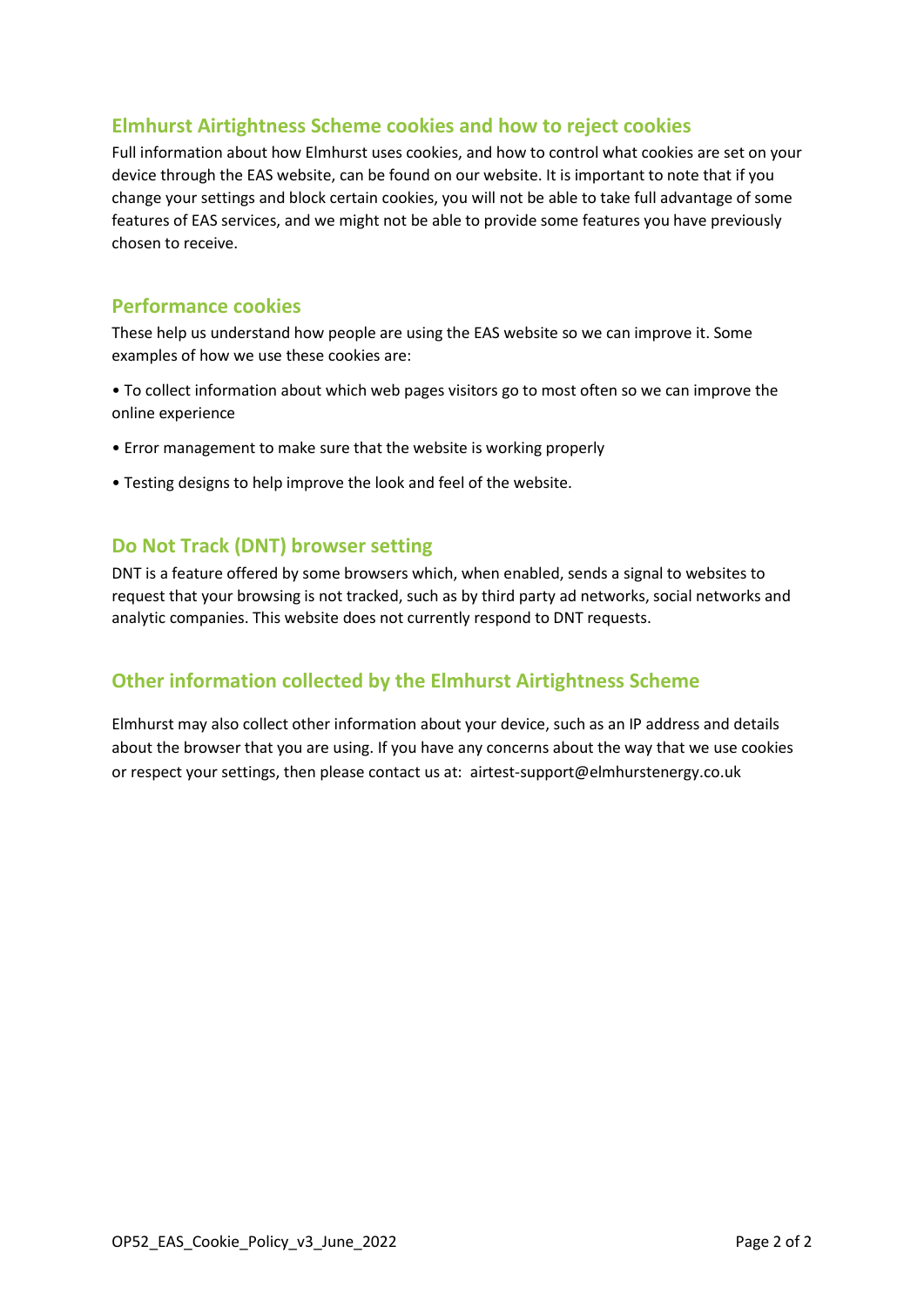## Elmhurst Airtightness Scheme cookies and how to reject cookies

Full information about how Elmhurst uses cookies, and how to control what cookies are set on your device through the EAS website, can be found on our website. It is important to note that if you change your settings and block certain cookies, you will not be able to take full advantage of some features of EAS services, and we might not be able to provide some features you have previously chosen to receive.

## Performance cookies

These help us understand how people are using the EAS website so we can improve it. Some examples of how we use these cookies are:

- To collect information about which web pages visitors go to most often so we can improve the online experience
- Error management to make sure that the website is working properly
- Testing designs to help improve the look and feel of the website.

## Do Not Track (DNT) browser setting

DNT is a feature offered by some browsers which, when enabled, sends a signal to websites to request that your browsing is not tracked, such as by third party ad networks, social networks and analytic companies. This website does not currently respond to DNT requests.

## Other information collected by the Elmhurst Airtightness Scheme

Elmhurst may also collect other information about your device, such as an IP address and details about the browser that you are using. If you have any concerns about the way that we use cookies or respect your settings, then please contact us at: airtest-support@elmhurstenergy.co.uk